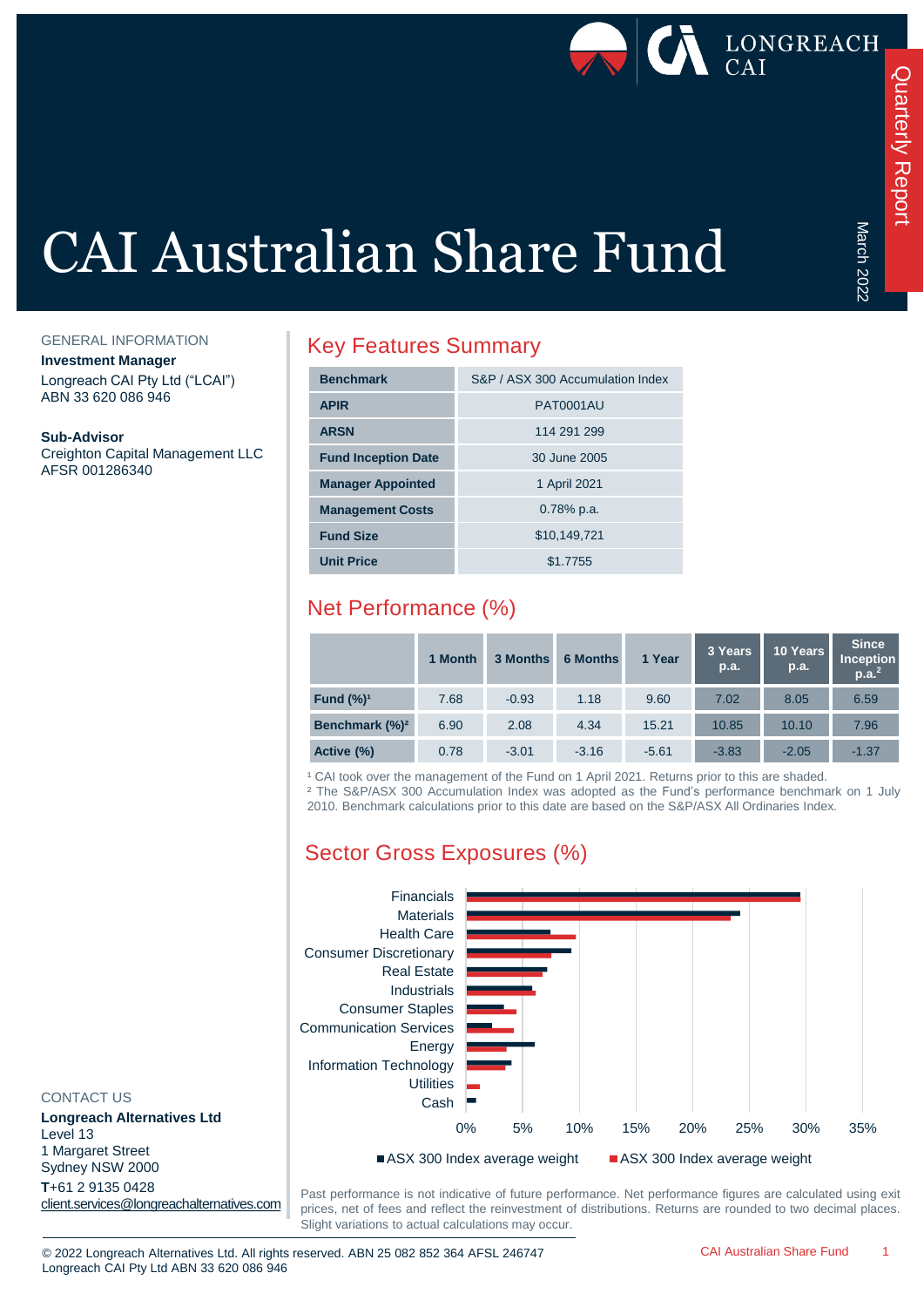# CAI Australian Share Fund

Quarterly Report

March 2022

## GENERAL INFORMATION

**Investment Manager**
Longreach CAI Pty Ltd ("LCAI")
ABN 33 620 086 946

**Sub-Advisor**
Creighton Capital Management LLC
AFSR 001286340

## Key Features Summary

| | |
|---|---|
| **Benchmark** | S&P / ASX 300 Accumulation Index |
| **APIR** | PAT0001AU |
| **ARSN** | 114 291 299 |
| **Fund Inception Date** | 30 June 2005 |
| **Manager Appointed** | 1 April 2021 |
| **Management Costs** | 0.78% p.a. |
| **Fund Size** | $10,149,721 |
| **Unit Price** | $1.7755 |

## Net Performance (%)

| | 1 Month | 3 Months | 6 Months | 1 Year | 3 Years p.a. | 10 Years p.a. | Since Inception p.a.[2] |
|---|---|---|---|---|---|---|---|
| **Fund (%)[1]** | 7.68 | -0.93 | 1.18 | 9.60 | 7.02 | 8.05 | 6.59 |
| **Benchmark (%)[2]** | 6.90 | 2.08 | 4.34 | 15.21 | 10.85 | 10.10 | 7.96 |
| **Active (%)** | 0.78 | -3.01 | -3.16 | -5.61 | -3.83 | -2.05 | -1.37 |

[1] CAI took over the management of the Fund on 1 April 2021. Returns prior to this are shaded.
[2] The S&P/ASX 300 Accumulation Index was adopted as the Fund's performance benchmark on 1 July 2010. Benchmark calculations prior to this date are based on the S&P/ASX All Ordinaries Index.

## Sector Gross Exposures (%)

Sectors: Financials, Materials, Health Care, Consumer Discretionary, Real Estate, Industrials, Consumer Staples, Communication Services, Energy, Information Technology, Utilities, Cash

Axis: 0%, 5%, 10%, 15%, 20%, 25%, 30%, 35%

■ ASX 300 Index average weight ■ ASX 300 Index average weight

Past performance is not indicative of future performance. Net performance figures are calculated using exit prices, net of fees and reflect the reinvestment of distributions. Returns are rounded to two decimal places. Slight variations to actual calculations may occur.

## CONTACT US

**Longreach Alternatives Ltd**
Level 13
1 Margaret Street
Sydney NSW 2000
**T** +61 2 9135 0428
client.services@longreachalternatives.com

© 2022 Longreach Alternatives Ltd. All rights reserved. ABN 25 082 852 364 AFSL 246747
Longreach CAI Pty Ltd ABN 33 620 086 946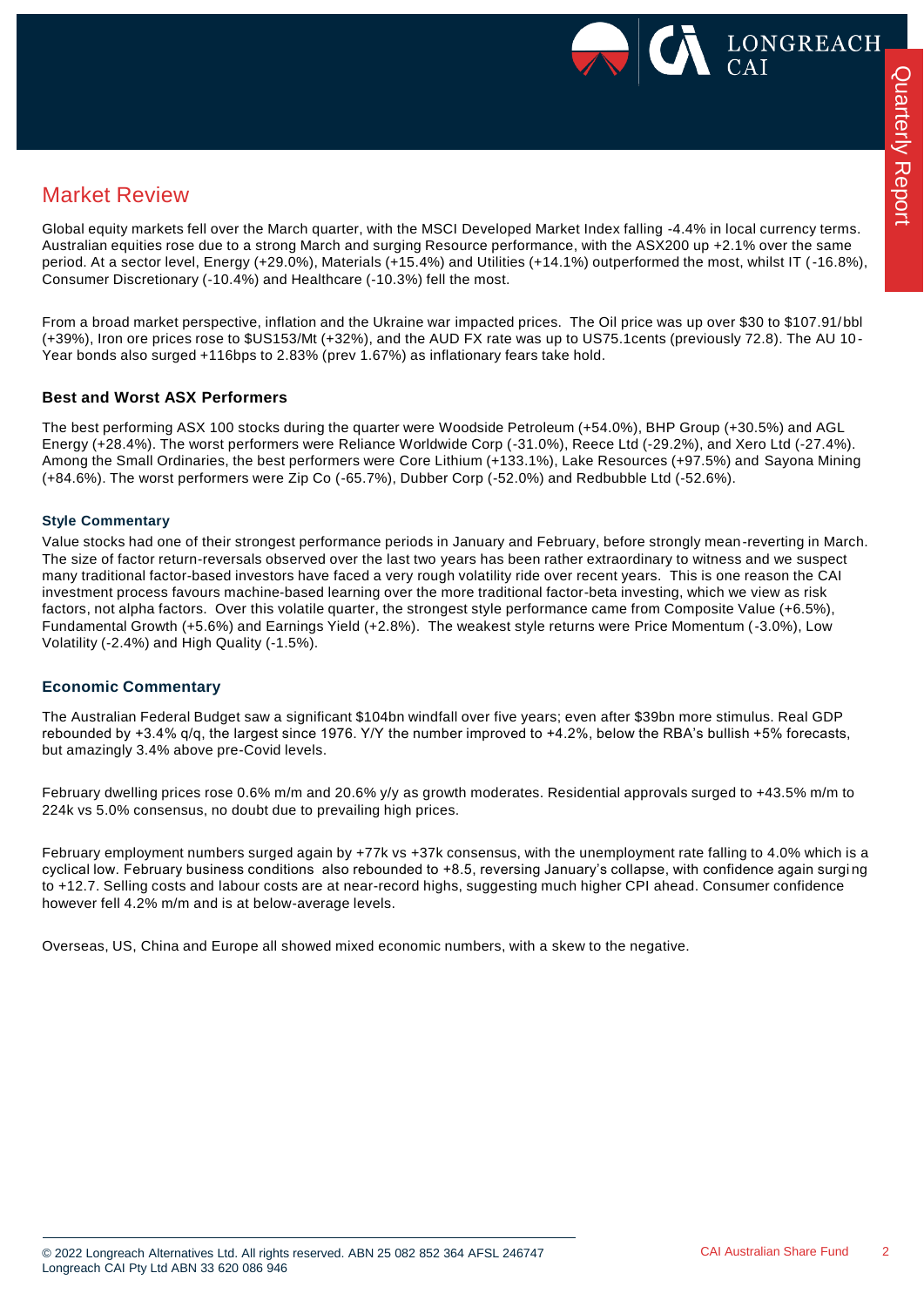## Market Review

Global equity markets fell over the March quarter, with the MSCI Developed Market Index falling -4.4% in local currency terms. Australian equities rose due to a strong March and surging Resource performance, with the ASX200 up +2.1% over the same period. At a sector level, Energy (+29.0%), Materials (+15.4%) and Utilities (+14.1%) outperformed the most, whilst IT (-16.8%), Consumer Discretionary (-10.4%) and Healthcare (-10.3%) fell the most.

From a broad market perspective, inflation and the Ukraine war impacted prices. The Oil price was up over $30 to $107.91/bbl (+39%), Iron ore prices rose to $US153/Mt (+32%), and the AUD FX rate was up to US75.1cents (previously 72.8). The AU 10-Year bonds also surged +116bps to 2.83% (prev 1.67%) as inflationary fears take hold.

### Best and Worst ASX Performers

The best performing ASX 100 stocks during the quarter were Woodside Petroleum (+54.0%), BHP Group (+30.5%) and AGL Energy (+28.4%). The worst performers were Reliance Worldwide Corp (-31.0%), Reece Ltd (-29.2%), and Xero Ltd (-27.4%). Among the Small Ordinaries, the best performers were Core Lithium (+133.1%), Lake Resources (+97.5%) and Sayona Mining (+84.6%). The worst performers were Zip Co (-65.7%), Dubber Corp (-52.0%) and Redbubble Ltd (-52.6%).

#### Style Commentary

Value stocks had one of their strongest performance periods in January and February, before strongly mean-reverting in March. The size of factor return-reversals observed over the last two years has been rather extraordinary to witness and we suspect many traditional factor-based investors have faced a very rough volatility ride over recent years. This is one reason the CAI investment process favours machine-based learning over the more traditional factor-beta investing, which we view as risk factors, not alpha factors. Over this volatile quarter, the strongest style performance came from Composite Value (+6.5%), Fundamental Growth (+5.6%) and Earnings Yield (+2.8%). The weakest style returns were Price Momentum (-3.0%), Low Volatility (-2.4%) and High Quality (-1.5%).

### Economic Commentary

The Australian Federal Budget saw a significant $104bn windfall over five years; even after $39bn more stimulus. Real GDP rebounded by +3.4% q/q, the largest since 1976. Y/Y the number improved to +4.2%, below the RBA's bullish +5% forecasts, but amazingly 3.4% above pre-Covid levels.

February dwelling prices rose 0.6% m/m and 20.6% y/y as growth moderates. Residential approvals surged to +43.5% m/m to 224k vs 5.0% consensus, no doubt due to prevailing high prices.

February employment numbers surged again by +77k vs +37k consensus, with the unemployment rate falling to 4.0% which is a cyclical low. February business conditions also rebounded to +8.5, reversing January's collapse, with confidence again surging to +12.7. Selling costs and labour costs are at near-record highs, suggesting much higher CPI ahead. Consumer confidence however fell 4.2% m/m and is at below-average levels.

Overseas, US, China and Europe all showed mixed economic numbers, with a skew to the negative.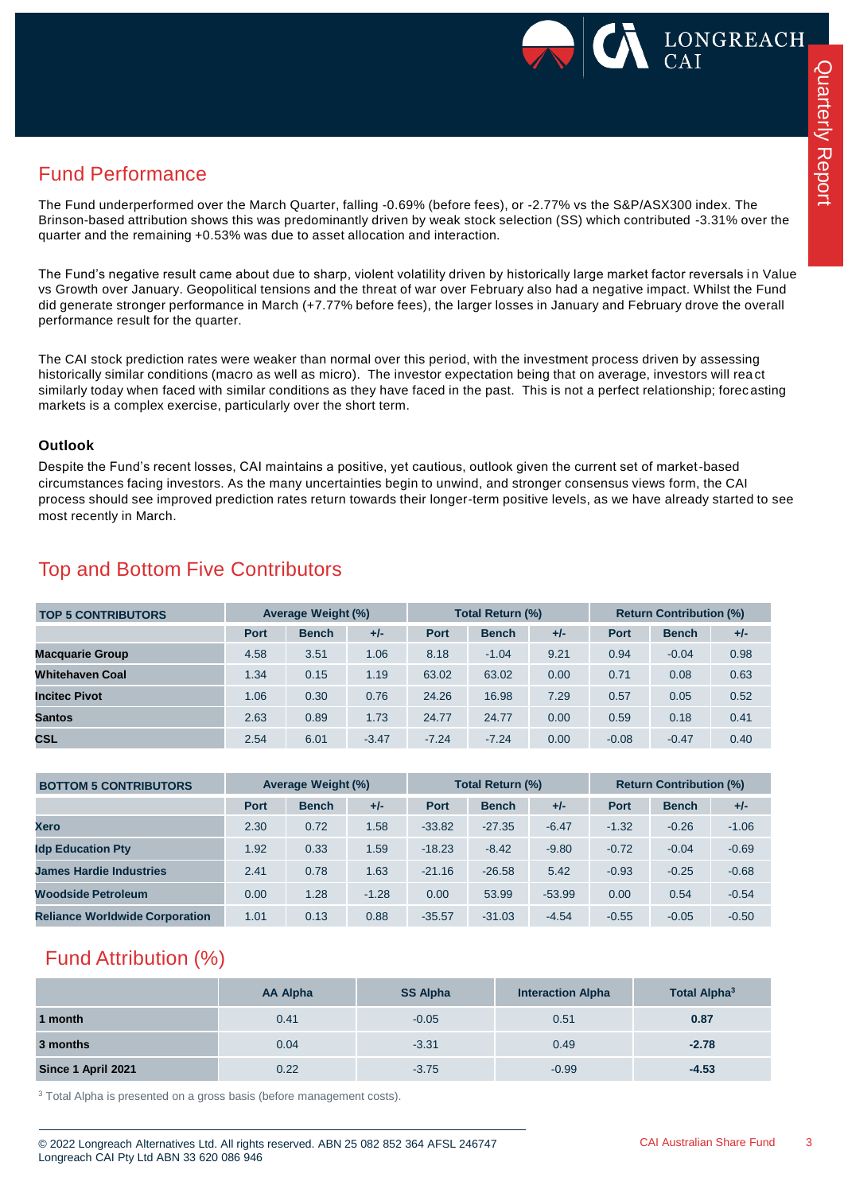## Fund Performance

The Fund underperformed over the March Quarter, falling -0.69% (before fees), or -2.77% vs the S&P/ASX300 index. The Brinson-based attribution shows this was predominantly driven by weak stock selection (SS) which contributed -3.31% over the quarter and the remaining +0.53% was due to asset allocation and interaction.

The Fund's negative result came about due to sharp, violent volatility driven by historically large market factor reversals in Value vs Growth over January. Geopolitical tensions and the threat of war over February also had a negative impact. Whilst the Fund did generate stronger performance in March (+7.77% before fees), the larger losses in January and February drove the overall performance result for the quarter.

The CAI stock prediction rates were weaker than normal over this period, with the investment process driven by assessing historically similar conditions (macro as well as micro). The investor expectation being that on average, investors will react similarly today when faced with similar conditions as they have faced in the past. This is not a perfect relationship; forecasting markets is a complex exercise, particularly over the short term.

### Outlook

Despite the Fund's recent losses, CAI maintains a positive, yet cautious, outlook given the current set of market-based circumstances facing investors. As the many uncertainties begin to unwind, and stronger consensus views form, the CAI process should see improved prediction rates return towards their longer-term positive levels, as we have already started to see most recently in March.

## Top and Bottom Five Contributors

| TOP 5 CONTRIBUTORS | Average Weight (%) | | | Total Return (%) | | | Return Contribution (%) | | |
|---|---|---|---|---|---|---|---|---|---|
| | Port | Bench | +/- | Port | Bench | +/- | Port | Bench | +/- |
| **Macquarie Group** | 4.58 | 3.51 | 1.06 | 8.18 | -1.04 | 9.21 | 0.94 | -0.04 | 0.98 |
| **Whitehaven Coal** | 1.34 | 0.15 | 1.19 | 63.02 | 63.02 | 0.00 | 0.71 | 0.08 | 0.63 |
| **Incitec Pivot** | 1.06 | 0.30 | 0.76 | 24.26 | 16.98 | 7.29 | 0.57 | 0.05 | 0.52 |
| **Santos** | 2.63 | 0.89 | 1.73 | 24.77 | 24.77 | 0.00 | 0.59 | 0.18 | 0.41 |
| **CSL** | 2.54 | 6.01 | -3.47 | -7.24 | -7.24 | 0.00 | -0.08 | -0.47 | 0.40 |

| BOTTOM 5 CONTRIBUTORS | Average Weight (%) | | | Total Return (%) | | | Return Contribution (%) | | |
|---|---|---|---|---|---|---|---|---|---|
| | Port | Bench | +/- | Port | Bench | +/- | Port | Bench | +/- |
| **Xero** | 2.30 | 0.72 | 1.58 | -33.82 | -27.35 | -6.47 | -1.32 | -0.26 | -1.06 |
| **Idp Education Pty** | 1.92 | 0.33 | 1.59 | -18.23 | -8.42 | -9.80 | -0.72 | -0.04 | -0.69 |
| **James Hardie Industries** | 2.41 | 0.78 | 1.63 | -21.16 | -26.58 | 5.42 | -0.93 | -0.25 | -0.68 |
| **Woodside Petroleum** | 0.00 | 1.28 | -1.28 | 0.00 | 53.99 | -53.99 | 0.00 | 0.54 | -0.54 |
| **Reliance Worldwide Corporation** | 1.01 | 0.13 | 0.88 | -35.57 | -31.03 | -4.54 | -0.55 | -0.05 | -0.50 |

## Fund Attribution (%)

| | AA Alpha | SS Alpha | Interaction Alpha | Total Alpha[3] |
|---|---|---|---|---|
| **1 month** | 0.41 | -0.05 | 0.51 | **0.87** |
| **3 months** | 0.04 | -3.31 | 0.49 | **-2.78** |
| **Since 1 April 2021** | 0.22 | -3.75 | -0.99 | **-4.53** |

[3] Total Alpha is presented on a gross basis (before management costs).

© 2022 Longreach Alternatives Ltd. All rights reserved. ABN 25 082 852 364 AFSL 246747
Longreach CAI Pty Ltd ABN 33 620 086 946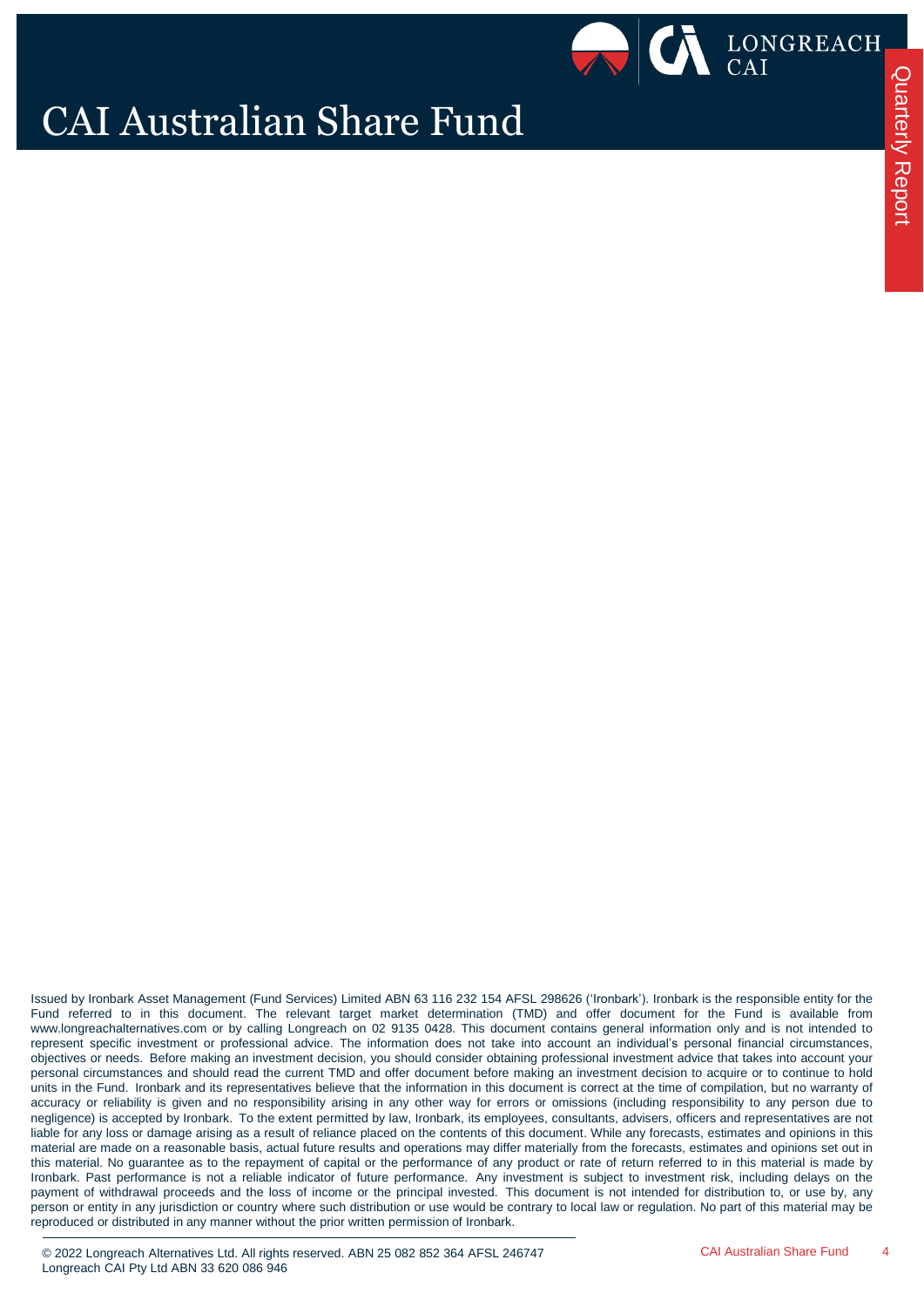# CAI Australian Share Fund

Issued by Ironbark Asset Management (Fund Services) Limited ABN 63 116 232 154 AFSL 298626 ('Ironbark'). Ironbark is the responsible entity for the Fund referred to in this document. The relevant target market determination (TMD) and offer document for the Fund is available from www.longreachalternatives.com or by calling Longreach on 02 9135 0428. This document contains general information only and is not intended to represent specific investment or professional advice. The information does not take into account an individual's personal financial circumstances, objectives or needs. Before making an investment decision, you should consider obtaining professional investment advice that takes into account your personal circumstances and should read the current TMD and offer document before making an investment decision to acquire or to continue to hold units in the Fund. Ironbark and its representatives believe that the information in this document is correct at the time of compilation, but no warranty of accuracy or reliability is given and no responsibility arising in any other way for errors or omissions (including responsibility to any person due to negligence) is accepted by Ironbark. To the extent permitted by law, Ironbark, its employees, consultants, advisers, officers and representatives are not liable for any loss or damage arising as a result of reliance placed on the contents of this document. While any forecasts, estimates and opinions in this material are made on a reasonable basis, actual future results and operations may differ materially from the forecasts, estimates and opinions set out in this material. No guarantee as to the repayment of capital or the performance of any product or rate of return referred to in this material is made by Ironbark. Past performance is not a reliable indicator of future performance. Any investment is subject to investment risk, including delays on the payment of withdrawal proceeds and the loss of income or the principal invested. This document is not intended for distribution to, or use by, any person or entity in any jurisdiction or country where such distribution or use would be contrary to local law or regulation. No part of this material may be reproduced or distributed in any manner without the prior written permission of Ironbark.

© 2022 Longreach Alternatives Ltd. All rights reserved. ABN 25 082 852 364 AFSL 246747
Longreach CAI Pty Ltd ABN 33 620 086 946